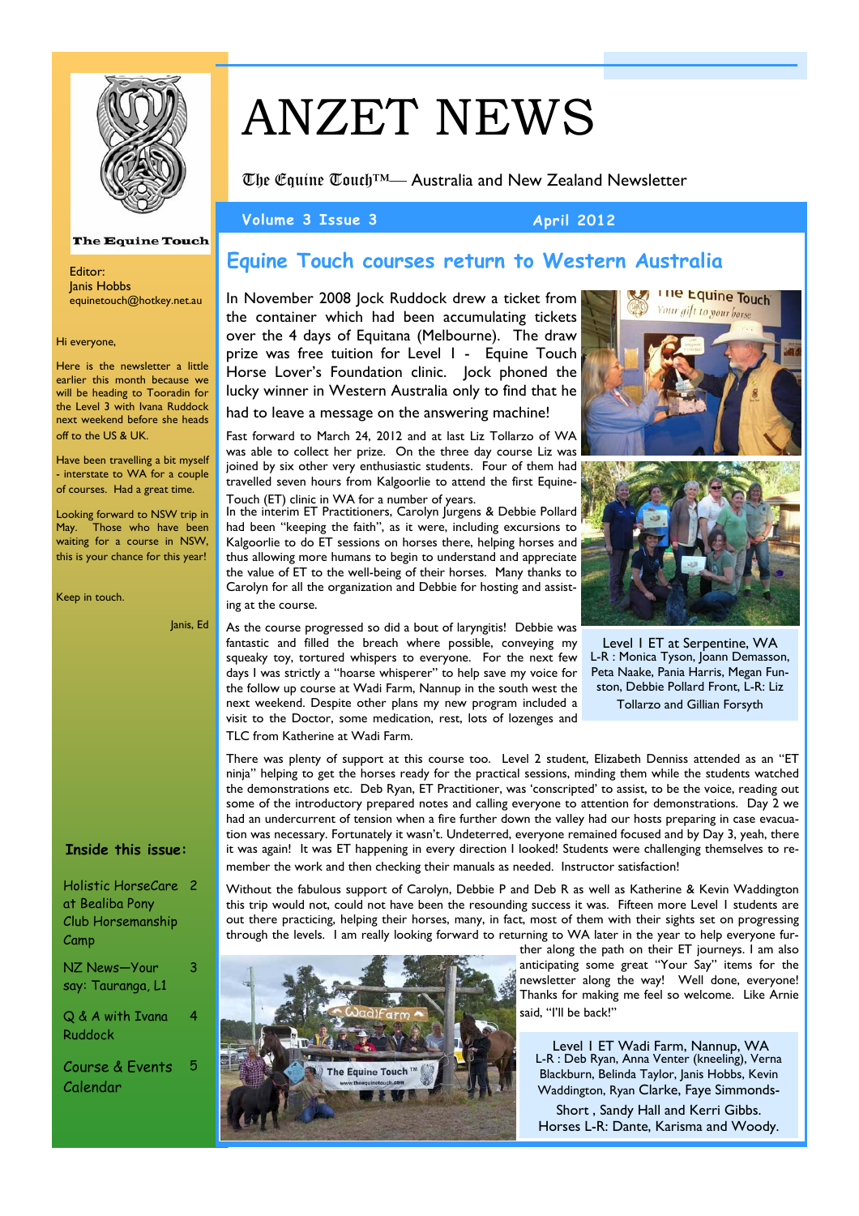# ANZET NEWS

The Equine Touch™— Australia and New Zealand Newsletter

**Volume 3 Issue 3** **April 2012**

The Equine Touch

Editor:
Janis Hobbs
equinetouch@hotkey.net.au

Hi everyone,

Here is the newsletter a little earlier this month because we will be heading to Tooradin for the Level 3 with Ivana Ruddock next weekend before she heads off to the US & UK.

Have been travelling a bit myself - interstate to WA for a couple of courses. Had a great time.

Looking forward to NSW trip in May. Those who have been waiting for a course in NSW, this is your chance for this year!

Keep in touch.

Janis, Ed

**Inside this issue:**

- Holistic HorseCare at Bealiba Pony Club Horsemanship Camp — 2
- NZ News—Your say: Tauranga, L1 — 3
- Q & A with Ivana Ruddock — 4
- Course & Events Calendar — 5

## Equine Touch courses return to Western Australia

In November 2008 Jock Ruddock drew a ticket from the container which had been accumulating tickets over the 4 days of Equitana (Melbourne). The draw prize was free tuition for Level I - Equine Touch Horse Lover's Foundation clinic. Jock phoned the lucky winner in Western Australia only to find that he had to leave a message on the answering machine!

Fast forward to March 24, 2012 and at last Liz Tollarzo of WA was able to collect her prize. On the three day course Liz was joined by six other very enthusiastic students. Four of them had travelled seven hours from Kalgoorlie to attend the first Equine-Touch (ET) clinic in WA for a number of years.

In the interim ET Practitioners, Carolyn Jurgens & Debbie Pollard had been "keeping the faith", as it were, including excursions to Kalgoorlie to do ET sessions on horses there, helping horses and thus allowing more humans to begin to understand and appreciate the value of ET to the well-being of their horses. Many thanks to Carolyn for all the organization and Debbie for hosting and assisting at the course.

As the course progressed so did a bout of laryngitis! Debbie was fantastic and filled the breach where possible, conveying my squeaky toy, tortured whispers to everyone. For the next few days I was strictly a "hoarse whisperer" to help save my voice for the follow up course at Wadi Farm, Nannup in the south west the next weekend. Despite other plans my new program included a visit to the Doctor, some medication, rest, lots of lozenges and TLC from Katherine at Wadi Farm.

Level I ET at Serpentine, WA
L-R : Monica Tyson, Joann Demasson, Peta Naake, Pania Harris, Megan Funston, Debbie Pollard Front, L-R: Liz Tollarzo and Gillian Forsyth

There was plenty of support at this course too. Level 2 student, Elizabeth Denniss attended as an "ET ninja" helping to get the horses ready for the practical sessions, minding them while the students watched the demonstrations etc. Deb Ryan, ET Practitioner, was 'conscripted' to assist, to be the voice, reading out some of the introductory prepared notes and calling everyone to attention for demonstrations. Day 2 we had an undercurrent of tension when a fire further down the valley had our hosts preparing in case evacuation was necessary. Fortunately it wasn't. Undeterred, everyone remained focused and by Day 3, yeah, there it was again! It was ET happening in every direction I looked! Students were challenging themselves to remember the work and then checking their manuals as needed. Instructor satisfaction!

Without the fabulous support of Carolyn, Debbie P and Deb R as well as Katherine & Kevin Waddington this trip would not, could not have been the resounding success it was. Fifteen more Level I students are out there practicing, helping their horses, many, in fact, most of them with their sights set on progressing through the levels. I am really looking forward to returning to WA later in the year to help everyone further along the path on their ET journeys. I am also anticipating some great "Your Say" items for the newsletter along the way! Well done, everyone! Thanks for making me feel so welcome. Like Arnie said, "I'll be back!"

Level I ET Wadi Farm, Nannup, WA
L-R : Deb Ryan, Anna Venter (kneeling), Verna Blackburn, Belinda Taylor, Janis Hobbs, Kevin Waddington, Ryan Clarke, Faye Simmonds-Short , Sandy Hall and Kerri Gibbs.
Horses L-R: Dante, Karisma and Woody.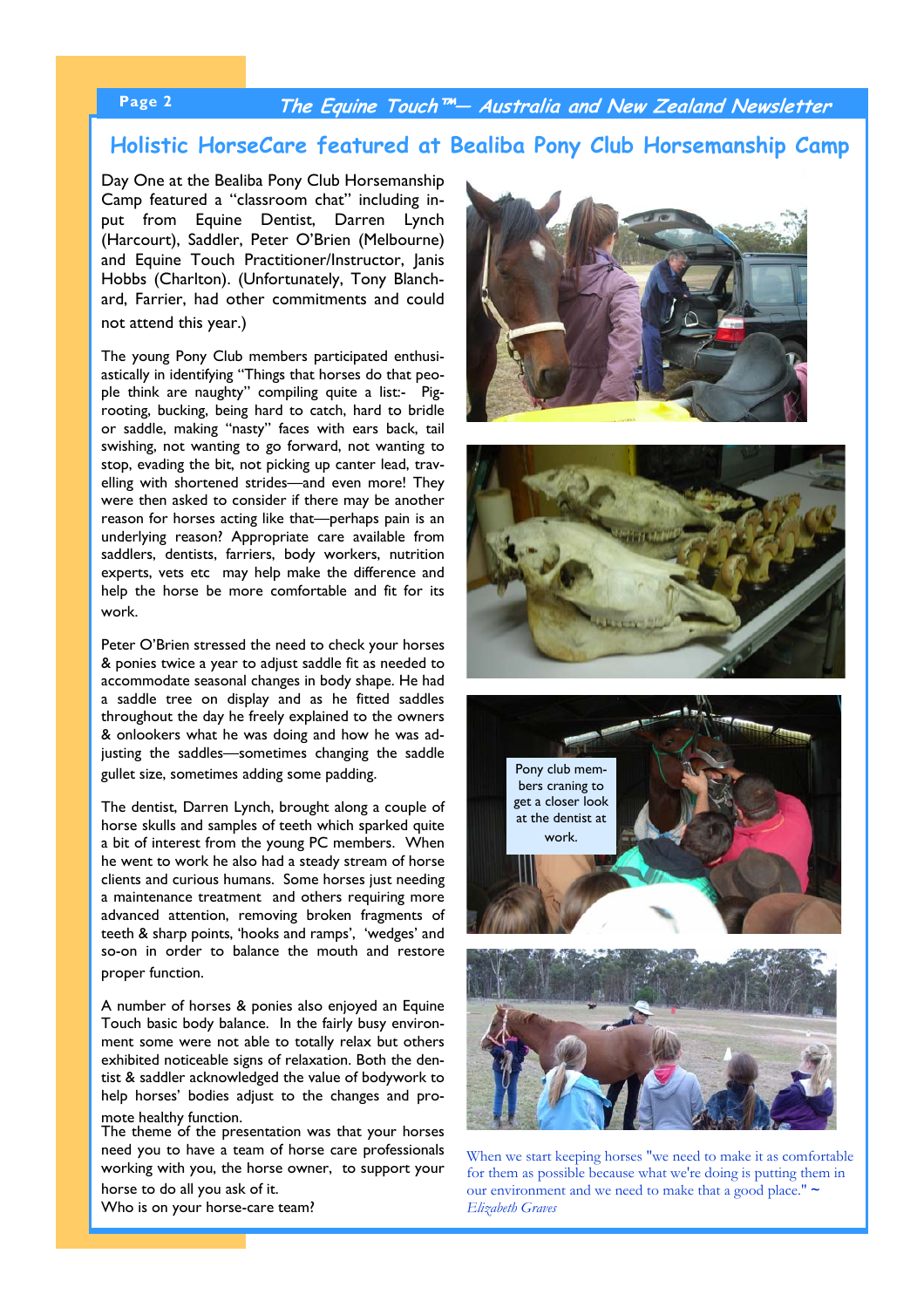## Holistic HorseCare featured at Bealiba Pony Club Horsemanship Camp

Day One at the Bealiba Pony Club Horsemanship Camp featured a "classroom chat" including input from Equine Dentist, Darren Lynch (Harcourt), Saddler, Peter O'Brien (Melbourne) and Equine Touch Practitioner/Instructor, Janis Hobbs (Charlton). (Unfortunately, Tony Blanchard, Farrier, had other commitments and could not attend this year.)

The young Pony Club members participated enthusiastically in identifying "Things that horses do that people think are naughty" compiling quite a list:- Pig-rooting, bucking, being hard to catch, hard to bridle or saddle, making "nasty" faces with ears back, tail swishing, not wanting to go forward, not wanting to stop, evading the bit, not picking up canter lead, travelling with shortened strides—and even more! They were then asked to consider if there may be another reason for horses acting like that—perhaps pain is an underlying reason? Appropriate care available from saddlers, dentists, farriers, body workers, nutrition experts, vets etc may help make the difference and help the horse be more comfortable and fit for its work.

Peter O'Brien stressed the need to check your horses & ponies twice a year to adjust saddle fit as needed to accommodate seasonal changes in body shape. He had a saddle tree on display and as he fitted saddles throughout the day he freely explained to the owners & onlookers what he was doing and how he was adjusting the saddles—sometimes changing the saddle gullet size, sometimes adding some padding.

The dentist, Darren Lynch, brought along a couple of horse skulls and samples of teeth which sparked quite a bit of interest from the young PC members. When he went to work he also had a steady stream of horse clients and curious humans. Some horses just needing a maintenance treatment and others requiring more advanced attention, removing broken fragments of teeth & sharp points, 'hooks and ramps', 'wedges' and so-on in order to balance the mouth and restore proper function.

A number of horses & ponies also enjoyed an Equine Touch basic body balance. In the fairly busy environment some were not able to totally relax but others exhibited noticeable signs of relaxation. Both the dentist & saddler acknowledged the value of bodywork to help horses' bodies adjust to the changes and promote healthy function.

The theme of the presentation was that your horses need you to have a team of horse care professionals working with you, the horse owner, to support your horse to do all you ask of it.

Who is on your horse-care team?

Pony club members craning to get a closer look at the dentist at work.

*When we start keeping horses "we need to make it as comfortable for them as possible because what we're doing is putting them in our environment and we need to make that a good place." ~ Elizabeth Graves*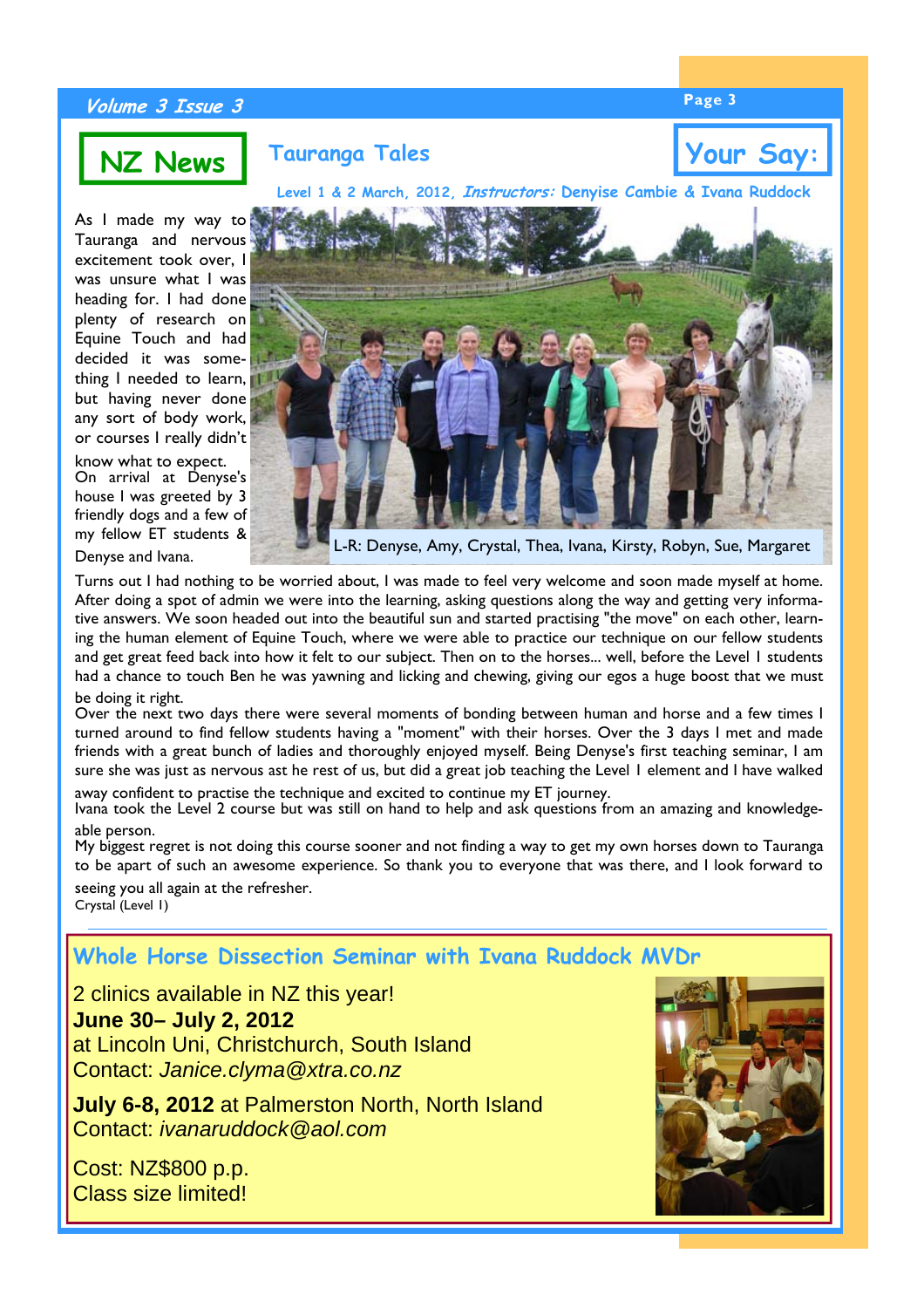## NZ News

## Tauranga Tales

## Your Say:

**Level 1 & 2 March, 2012, *Instructors:* Denyise Cambie & Ivana Ruddock**

As I made my way to Tauranga and nervous excitement took over, I was unsure what I was heading for. I had done plenty of research on Equine Touch and had decided it was something I needed to learn, but having never done any sort of body work, or courses I really didn't know what to expect.

On arrival at Denyse's house I was greeted by 3 friendly dogs and a few of my fellow ET students & Denyse and Ivana.

L-R: Denyse, Amy, Crystal, Thea, Ivana, Kirsty, Robyn, Sue, Margaret

Turns out I had nothing to be worried about, I was made to feel very welcome and soon made myself at home. After doing a spot of admin we were into the learning, asking questions along the way and getting very informative answers. We soon headed out into the beautiful sun and started practising "the move" on each other, learning the human element of Equine Touch, where we were able to practice our technique on our fellow students and get great feed back into how it felt to our subject. Then on to the horses... well, before the Level I students had a chance to touch Ben he was yawning and licking and chewing, giving our egos a huge boost that we must be doing it right.

Over the next two days there were several moments of bonding between human and horse and a few times I turned around to find fellow students having a "moment" with their horses. Over the 3 days I met and made friends with a great bunch of ladies and thoroughly enjoyed myself. Being Denyse's first teaching seminar, I am sure she was just as nervous ast he rest of us, but did a great job teaching the Level 1 element and I have walked away confident to practise the technique and excited to continue my ET journey.

Ivana took the Level 2 course but was still on hand to help and ask questions from an amazing and knowledgeable person.

My biggest regret is not doing this course sooner and not finding a way to get my own horses down to Tauranga to be apart of such an awesome experience. So thank you to everyone that was there, and I look forward to seeing you all again at the refresher.

Crystal (Level 1)

---

## Whole Horse Dissection Seminar with Ivana Ruddock MVDr

2 clinics available in NZ this year!

**June 30– July 2, 2012**
at Lincoln Uni, Christchurch, South Island
Contact: *Janice.clyma@xtra.co.nz*

**July 6-8, 2012** at Palmerston North, North Island
Contact: *ivanaruddock@aol.com*

Cost: NZ$800 p.p.
Class size limited!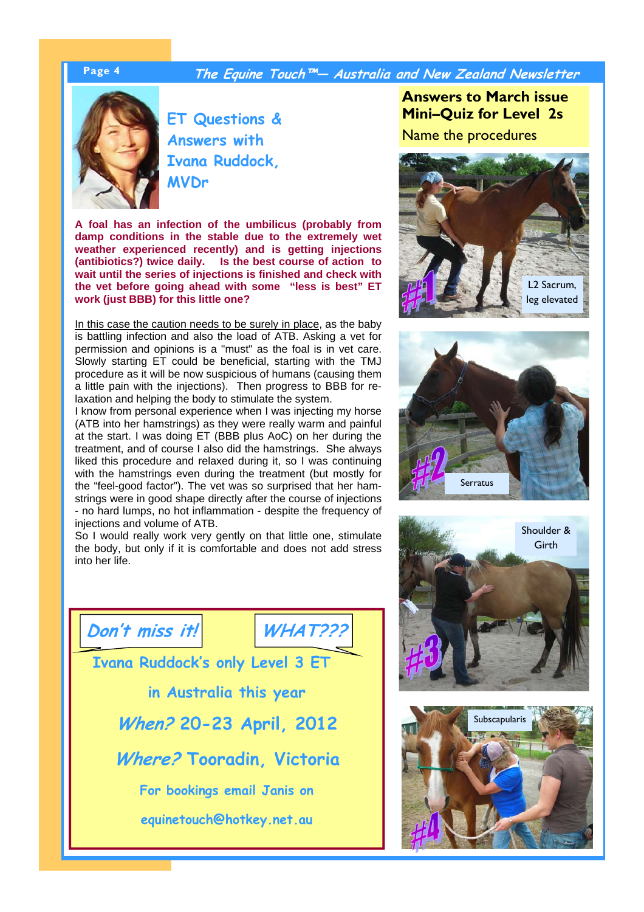## ET Questions & Answers with Ivana Ruddock, MVDr

**A foal has an infection of the umbilicus (probably from damp conditions in the stable due to the extremely wet weather experienced recently) and is getting injections (antibiotics?) twice daily. Is the best course of action to wait until the series of injections is finished and check with the vet before going ahead with some "less is best" ET work (just BBB) for this little one?**

In this case the caution needs to be surely in place, as the baby is battling infection and also the load of ATB. Asking a vet for permission and opinions is a "must" as the foal is in vet care. Slowly starting ET could be beneficial, starting with the TMJ procedure as it will be now suspicious of humans (causing them a little pain with the injections). Then progress to BBB for relaxation and helping the body to stimulate the system.

I know from personal experience when I was injecting my horse (ATB into her hamstrings) as they were really warm and painful at the start. I was doing ET (BBB plus AoC) on her during the treatment, and of course I also did the hamstrings. She always liked this procedure and relaxed during it, so I was continuing with the hamstrings even during the treatment (but mostly for the "feel-good factor"). The vet was so surprised that her hamstrings were in good shape directly after the course of injections - no hard lumps, no hot inflammation - despite the frequency of injections and volume of ATB.

So I would really work very gently on that little one, stimulate the body, but only if it is comfortable and does not add stress into her life.

---

***Don't miss it!*** ***WHAT???***

**Ivana Ruddock's only Level 3 ET in Australia this year**

***When?*** **20-23 April, 2012**

***Where?*** **Tooradin, Victoria**

For bookings email Janis on equinetouch@hotkey.net.au

---

## Answers to March issue Mini–Quiz for Level 2s

Name the procedures

#1 L2 Sacrum, leg elevated

#2 Serratus

#3 Shoulder & Girth

#4 Subscapularis